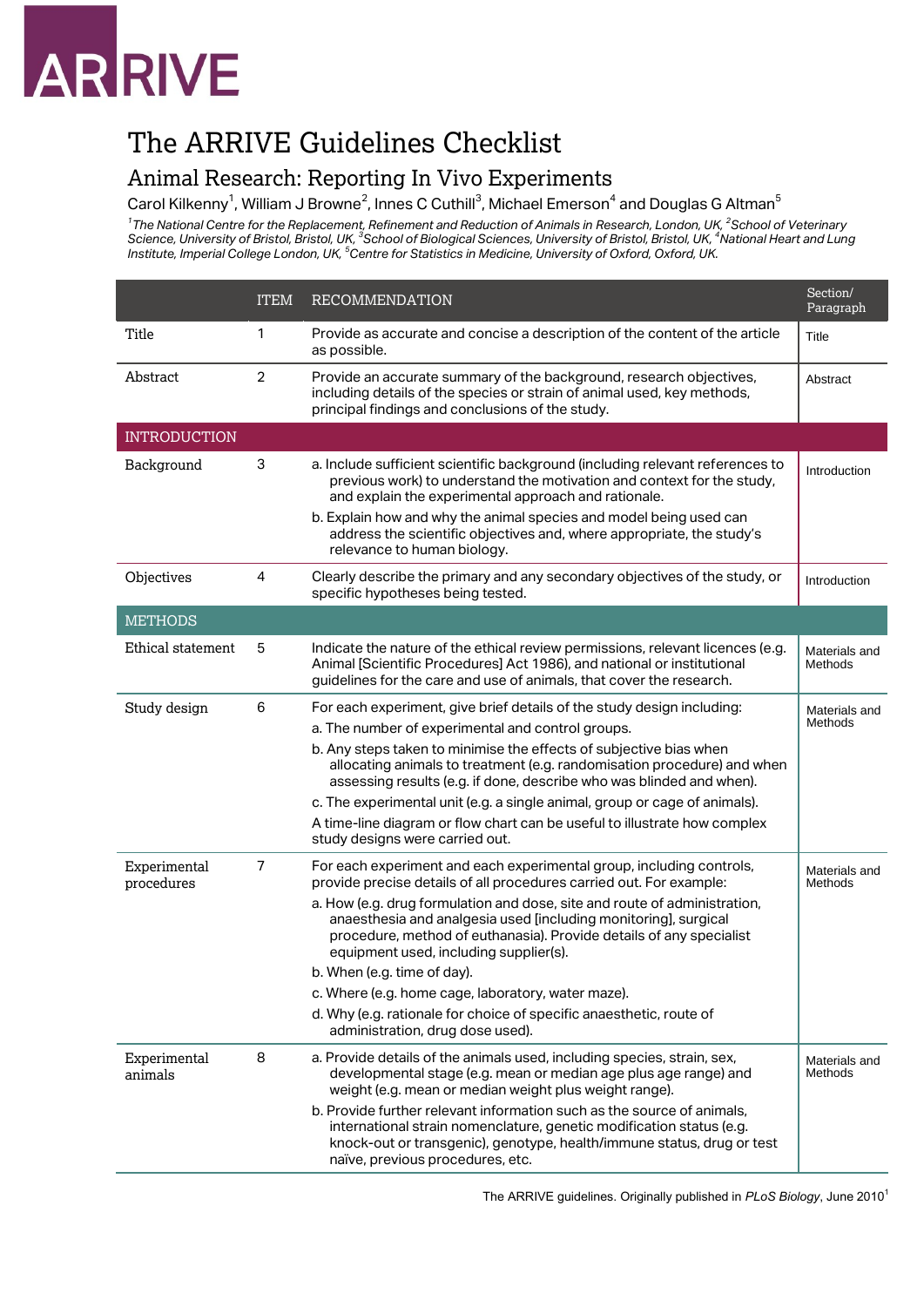# ARRIVE

# The ARRIVE Guidelines Checklist

## Animal Research: Reporting In Vivo Experiments

Carol Kilkenny[1], William J Browne[2], Innes C Cuthill[3], Michael Emerson[4] and Douglas G Altman[5]

*[1]The National Centre for the Replacement, Refinement and Reduction of Animals in Research, London, UK, [2]School of Veterinary Science, University of Bristol, Bristol, UK, [3]School of Biological Sciences, University of Bristol, Bristol, UK, [4]National Heart and Lung Institute, Imperial College London, UK, [5]Centre for Statistics in Medicine, University of Oxford, Oxford, UK.*

| | ITEM | RECOMMENDATION | Section/ Paragraph |
|---|---|---|---|
| Title | 1 | Provide as accurate and concise a description of the content of the article as possible. | Title |
| Abstract | 2 | Provide an accurate summary of the background, research objectives, including details of the species or strain of animal used, key methods, principal findings and conclusions of the study. | Abstract |
| **INTRODUCTION** | | | |
| Background | 3 | a. Include sufficient scientific background (including relevant references to previous work) to understand the motivation and context for the study, and explain the experimental approach and rationale.<br>b. Explain how and why the animal species and model being used can address the scientific objectives and, where appropriate, the study's relevance to human biology. | Introduction |
| Objectives | 4 | Clearly describe the primary and any secondary objectives of the study, or specific hypotheses being tested. | Introduction |
| **METHODS** | | | |
| Ethical statement | 5 | Indicate the nature of the ethical review permissions, relevant licences (e.g. Animal [Scientific Procedures] Act 1986), and national or institutional guidelines for the care and use of animals, that cover the research. | Materials and Methods |
| Study design | 6 | For each experiment, give brief details of the study design including:<br>a. The number of experimental and control groups.<br>b. Any steps taken to minimise the effects of subjective bias when allocating animals to treatment (e.g. randomisation procedure) and when assessing results (e.g. if done, describe who was blinded and when).<br>c. The experimental unit (e.g. a single animal, group or cage of animals).<br>A time-line diagram or flow chart can be useful to illustrate how complex study designs were carried out. | Materials and Methods |
| Experimental procedures | 7 | For each experiment and each experimental group, including controls, provide precise details of all procedures carried out. For example:<br>a. How (e.g. drug formulation and dose, site and route of administration, anaesthesia and analgesia used [including monitoring], surgical procedure, method of euthanasia). Provide details of any specialist equipment used, including supplier(s).<br>b. When (e.g. time of day).<br>c. Where (e.g. home cage, laboratory, water maze).<br>d. Why (e.g. rationale for choice of specific anaesthetic, route of administration, drug dose used). | Materials and Methods |
| Experimental animals | 8 | a. Provide details of the animals used, including species, strain, sex, developmental stage (e.g. mean or median age plus age range) and weight (e.g. mean or median weight plus weight range).<br>b. Provide further relevant information such as the source of animals, international strain nomenclature, genetic modification status (e.g. knock-out or transgenic), genotype, health/immune status, drug or test naïve, previous procedures, etc. | Materials and Methods |

The ARRIVE guidelines. Originally published in *PLoS Biology*, June 2010[1]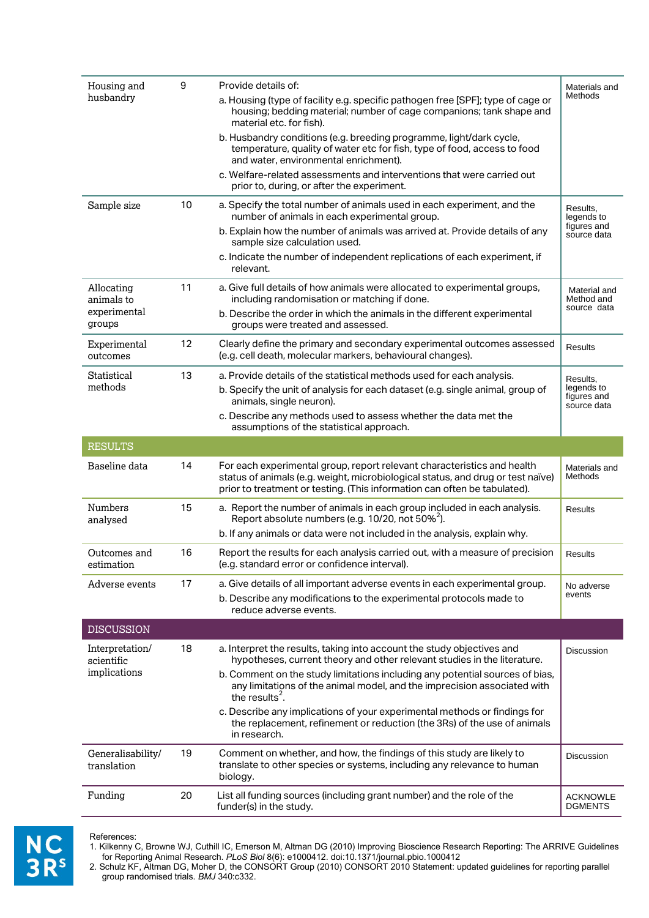| | | | |
|---|---|---|---|
| Housing and husbandry | 9 | Provide details of:<br>a. Housing (type of facility e.g. specific pathogen free [SPF]; type of cage or housing; bedding material; number of cage companions; tank shape and material etc. for fish).<br>b. Husbandry conditions (e.g. breeding programme, light/dark cycle, temperature, quality of water etc for fish, type of food, access to food and water, environmental enrichment).<br>c. Welfare-related assessments and interventions that were carried out prior to, during, or after the experiment. | Materials and Methods |
| Sample size | 10 | a. Specify the total number of animals used in each experiment, and the number of animals in each experimental group.<br>b. Explain how the number of animals was arrived at. Provide details of any sample size calculation used.<br>c. Indicate the number of independent replications of each experiment, if relevant. | Results, legends to figures and source data |
| Allocating animals to experimental groups | 11 | a. Give full details of how animals were allocated to experimental groups, including randomisation or matching if done.<br>b. Describe the order in which the animals in the different experimental groups were treated and assessed. | Material and Method and source data |
| Experimental outcomes | 12 | Clearly define the primary and secondary experimental outcomes assessed (e.g. cell death, molecular markers, behavioural changes). | Results |
| Statistical methods | 13 | a. Provide details of the statistical methods used for each analysis.<br>b. Specify the unit of analysis for each dataset (e.g. single animal, group of animals, single neuron).<br>c. Describe any methods used to assess whether the data met the assumptions of the statistical approach. | Results, legends to figures and source data |
| **RESULTS** | | | |
| Baseline data | 14 | For each experimental group, report relevant characteristics and health status of animals (e.g. weight, microbiological status, and drug or test naïve) prior to treatment or testing. (This information can often be tabulated). | Materials and Methods |
| Numbers analysed | 15 | a. Report the number of animals in each group included in each analysis. Report absolute numbers (e.g. 10/20, not 50%[2]).<br>b. If any animals or data were not included in the analysis, explain why. | Results |
| Outcomes and estimation | 16 | Report the results for each analysis carried out, with a measure of precision (e.g. standard error or confidence interval). | Results |
| Adverse events | 17 | a. Give details of all important adverse events in each experimental group.<br>b. Describe any modifications to the experimental protocols made to reduce adverse events. | No adverse events |
| **DISCUSSION** | | | |
| Interpretation/ scientific implications | 18 | a. Interpret the results, taking into account the study objectives and hypotheses, current theory and other relevant studies in the literature.<br>b. Comment on the study limitations including any potential sources of bias, any limitations of the animal model, and the imprecision associated with the results[2].<br>c. Describe any implications of your experimental methods or findings for the replacement, refinement or reduction (the 3Rs) of the use of animals in research. | Discussion |
| Generalisability/ translation | 19 | Comment on whether, and how, the findings of this study are likely to translate to other species or systems, including any relevance to human biology. | Discussion |
| Funding | 20 | List all funding sources (including grant number) and the role of the funder(s) in the study. | ACKNOWLEDGMENTS |

References:

1. Kilkenny C, Browne WJ, Cuthill IC, Emerson M, Altman DG (2010) Improving Bioscience Research Reporting: The ARRIVE Guidelines for Reporting Animal Research. *PLoS Biol* 8(6): e1000412. doi:10.1371/journal.pbio.1000412
2. Schulz KF, Altman DG, Moher D, the CONSORT Group (2010) CONSORT 2010 Statement: updated guidelines for reporting parallel group randomised trials. *BMJ* 340:c332.

NC3Rs